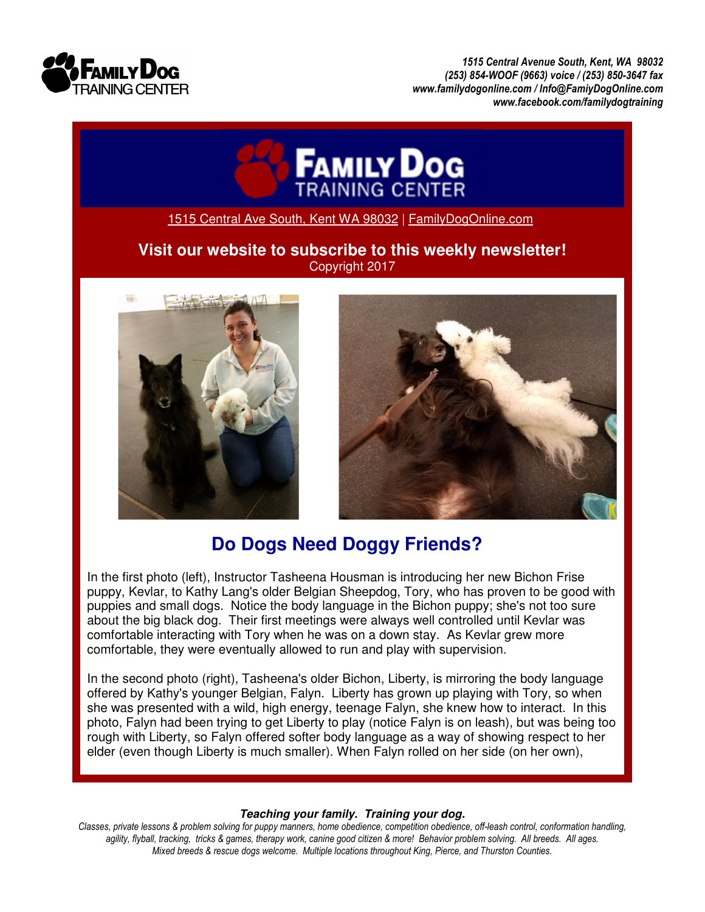1515 Central Avenue South, Kent, WA 98032
(253) 854-WOOF (9663) voice / (253) 850-3647 fax
www.familydogonline.com / Info@FamiyDogOnline.com
www.facebook.com/familydogtraining

1515 Central Ave South, Kent WA 98032 | FamilyDogOnline.com

**Visit our website to subscribe to this weekly newsletter!**
Copyright 2017

## Do Dogs Need Doggy Friends?

In the first photo (left), Instructor Tasheena Housman is introducing her new Bichon Frise puppy, Kevlar, to Kathy Lang's older Belgian Sheepdog, Tory, who has proven to be good with puppies and small dogs. Notice the body language in the Bichon puppy; she's not too sure about the big black dog. Their first meetings were always well controlled until Kevlar was comfortable interacting with Tory when he was on a down stay. As Kevlar grew more comfortable, they were eventually allowed to run and play with supervision.

In the second photo (right), Tasheena's older Bichon, Liberty, is mirroring the body language offered by Kathy's younger Belgian, Falyn. Liberty has grown up playing with Tory, so when she was presented with a wild, high energy, teenage Falyn, she knew how to interact. In this photo, Falyn had been trying to get Liberty to play (notice Falyn is on leash), but was being too rough with Liberty, so Falyn offered softer body language as a way of showing respect to her elder (even though Liberty is much smaller). When Falyn rolled on her side (on her own),

***Teaching your family. Training your dog.***
*Classes, private lessons & problem solving for puppy manners, home obedience, competition obedience, off-leash control, conformation handling, agility, flyball, tracking, tricks & games, therapy work, canine good citizen & more! Behavior problem solving. All breeds. All ages. Mixed breeds & rescue dogs welcome. Multiple locations throughout King, Pierce, and Thurston Counties.*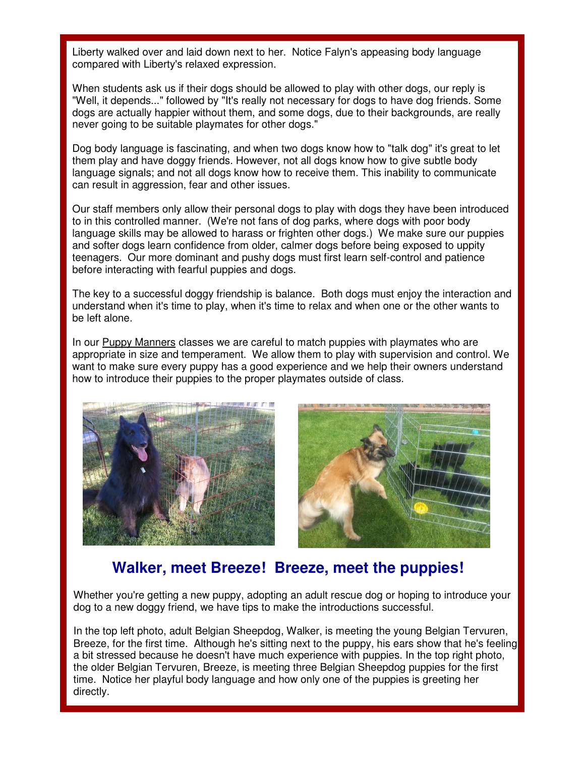Liberty walked over and laid down next to her. Notice Falyn's appeasing body language compared with Liberty's relaxed expression.

When students ask us if their dogs should be allowed to play with other dogs, our reply is "Well, it depends..." followed by "It's really not necessary for dogs to have dog friends. Some dogs are actually happier without them, and some dogs, due to their backgrounds, are really never going to be suitable playmates for other dogs."

Dog body language is fascinating, and when two dogs know how to "talk dog" it's great to let them play and have doggy friends. However, not all dogs know how to give subtle body language signals; and not all dogs know how to receive them. This inability to communicate can result in aggression, fear and other issues.

Our staff members only allow their personal dogs to play with dogs they have been introduced to in this controlled manner. (We're not fans of dog parks, where dogs with poor body language skills may be allowed to harass or frighten other dogs.) We make sure our puppies and softer dogs learn confidence from older, calmer dogs before being exposed to uppity teenagers. Our more dominant and pushy dogs must first learn self-control and patience before interacting with fearful puppies and dogs.

The key to a successful doggy friendship is balance. Both dogs must enjoy the interaction and understand when it's time to play, when it's time to relax and when one or the other wants to be left alone.

In our Puppy Manners classes we are careful to match puppies with playmates who are appropriate in size and temperament. We allow them to play with supervision and control. We want to make sure every puppy has a good experience and we help their owners understand how to introduce their puppies to the proper playmates outside of class.

## Walker, meet Breeze! Breeze, meet the puppies!

Whether you're getting a new puppy, adopting an adult rescue dog or hoping to introduce your dog to a new doggy friend, we have tips to make the introductions successful.

In the top left photo, adult Belgian Sheepdog, Walker, is meeting the young Belgian Tervuren, Breeze, for the first time. Although he's sitting next to the puppy, his ears show that he's feeling a bit stressed because he doesn't have much experience with puppies. In the top right photo, the older Belgian Tervuren, Breeze, is meeting three Belgian Sheepdog puppies for the first time. Notice her playful body language and how only one of the puppies is greeting her directly.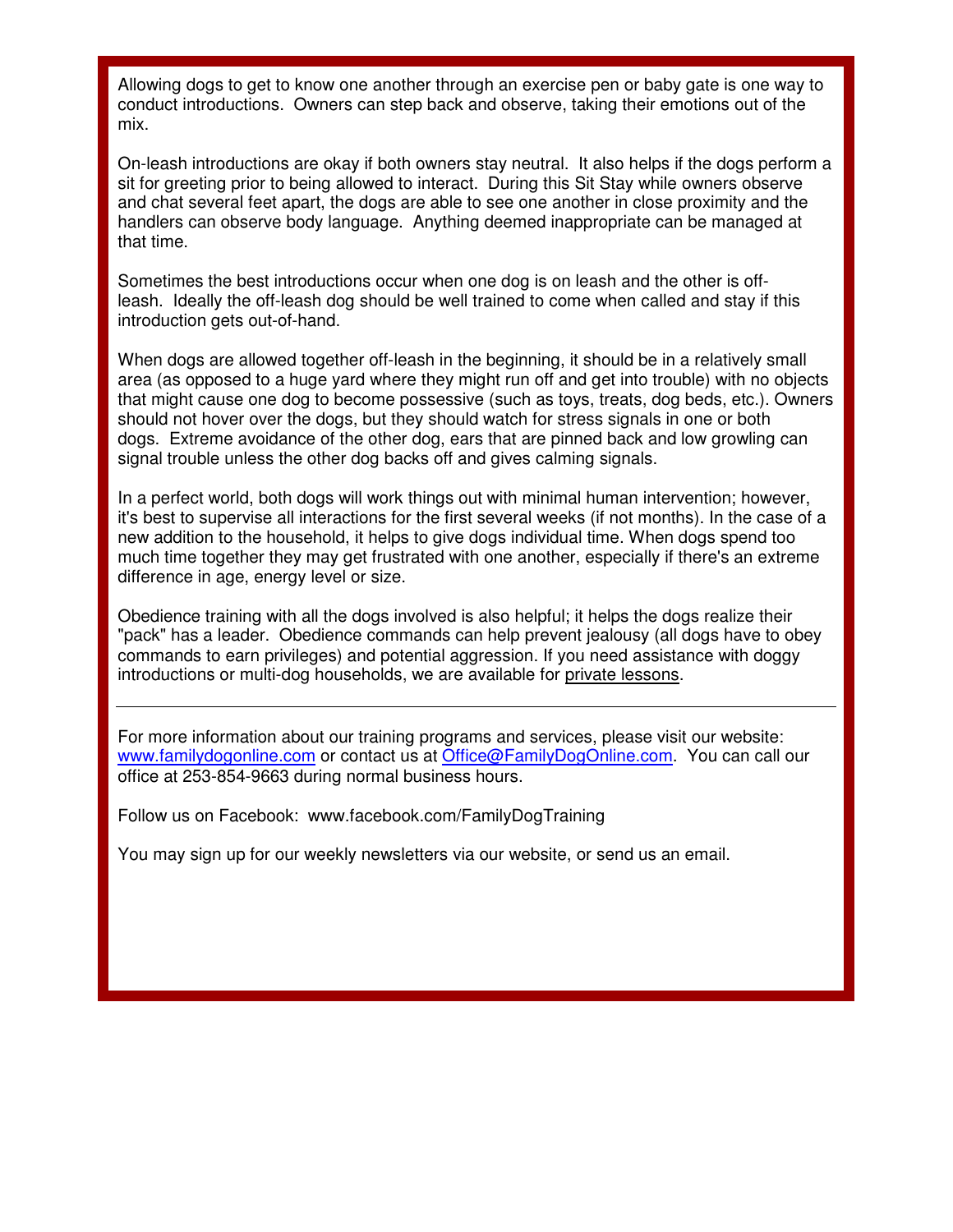Allowing dogs to get to know one another through an exercise pen or baby gate is one way to conduct introductions. Owners can step back and observe, taking their emotions out of the mix.

On-leash introductions are okay if both owners stay neutral. It also helps if the dogs perform a sit for greeting prior to being allowed to interact. During this Sit Stay while owners observe and chat several feet apart, the dogs are able to see one another in close proximity and the handlers can observe body language. Anything deemed inappropriate can be managed at that time.

Sometimes the best introductions occur when one dog is on leash and the other is off-leash. Ideally the off-leash dog should be well trained to come when called and stay if this introduction gets out-of-hand.

When dogs are allowed together off-leash in the beginning, it should be in a relatively small area (as opposed to a huge yard where they might run off and get into trouble) with no objects that might cause one dog to become possessive (such as toys, treats, dog beds, etc.). Owners should not hover over the dogs, but they should watch for stress signals in one or both dogs. Extreme avoidance of the other dog, ears that are pinned back and low growling can signal trouble unless the other dog backs off and gives calming signals.

In a perfect world, both dogs will work things out with minimal human intervention; however, it's best to supervise all interactions for the first several weeks (if not months). In the case of a new addition to the household, it helps to give dogs individual time. When dogs spend too much time together they may get frustrated with one another, especially if there's an extreme difference in age, energy level or size.

Obedience training with all the dogs involved is also helpful; it helps the dogs realize their "pack" has a leader. Obedience commands can help prevent jealousy (all dogs have to obey commands to earn privileges) and potential aggression. If you need assistance with doggy introductions or multi-dog households, we are available for private lessons.

---

For more information about our training programs and services, please visit our website: www.familydogonline.com or contact us at Office@FamilyDogOnline.com. You can call our office at 253-854-9663 during normal business hours.

Follow us on Facebook: www.facebook.com/FamilyDogTraining

You may sign up for our weekly newsletters via our website, or send us an email.